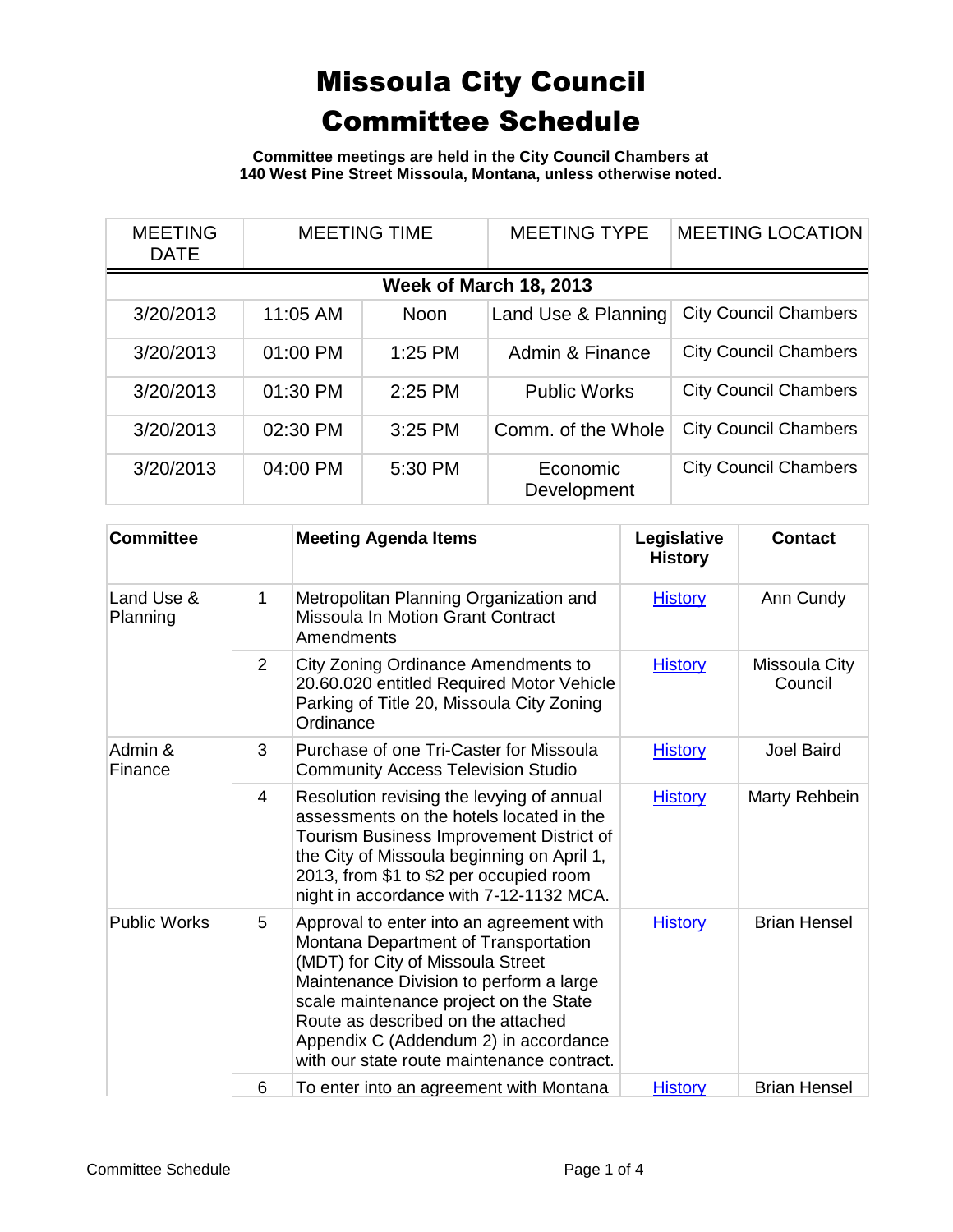# Missoula City Council Committee Schedule

**Committee meetings are held in the City Council Chambers at 140 West Pine Street Missoula, Montana, unless otherwise noted.**

| MEETING DATE | MEETING TIME | | MEETING TYPE | MEETING LOCATION |
|---|---|---|---|---|
| **Week of March 18, 2013** | | | | |
| 3/20/2013 | 11:05 AM | Noon | Land Use & Planning | City Council Chambers |
| 3/20/2013 | 01:00 PM | 1:25 PM | Admin & Finance | City Council Chambers |
| 3/20/2013 | 01:30 PM | 2:25 PM | Public Works | City Council Chambers |
| 3/20/2013 | 02:30 PM | 3:25 PM | Comm. of the Whole | City Council Chambers |
| 3/20/2013 | 04:00 PM | 5:30 PM | Economic Development | City Council Chambers |

| Committee | | Meeting Agenda Items | Legislative History | Contact |
|---|---|---|---|---|
| Land Use & Planning | 1 | Metropolitan Planning Organization and Missoula In Motion Grant Contract Amendments | History | Ann Cundy |
| | 2 | City Zoning Ordinance Amendments to 20.60.020 entitled Required Motor Vehicle Parking of Title 20, Missoula City Zoning Ordinance | History | Missoula City Council |
| Admin & Finance | 3 | Purchase of one Tri-Caster for Missoula Community Access Television Studio | History | Joel Baird |
| | 4 | Resolution revising the levying of annual assessments on the hotels located in the Tourism Business Improvement District of the City of Missoula beginning on April 1, 2013, from $1 to $2 per occupied room night in accordance with 7-12-1132 MCA. | History | Marty Rehbein |
| Public Works | 5 | Approval to enter into an agreement with Montana Department of Transportation (MDT) for City of Missoula Street Maintenance Division to perform a large scale maintenance project on the State Route as described on the attached Appendix C (Addendum 2) in accordance with our state route maintenance contract. | History | Brian Hensel |
| | 6 | To enter into an agreement with Montana | History | Brian Hensel |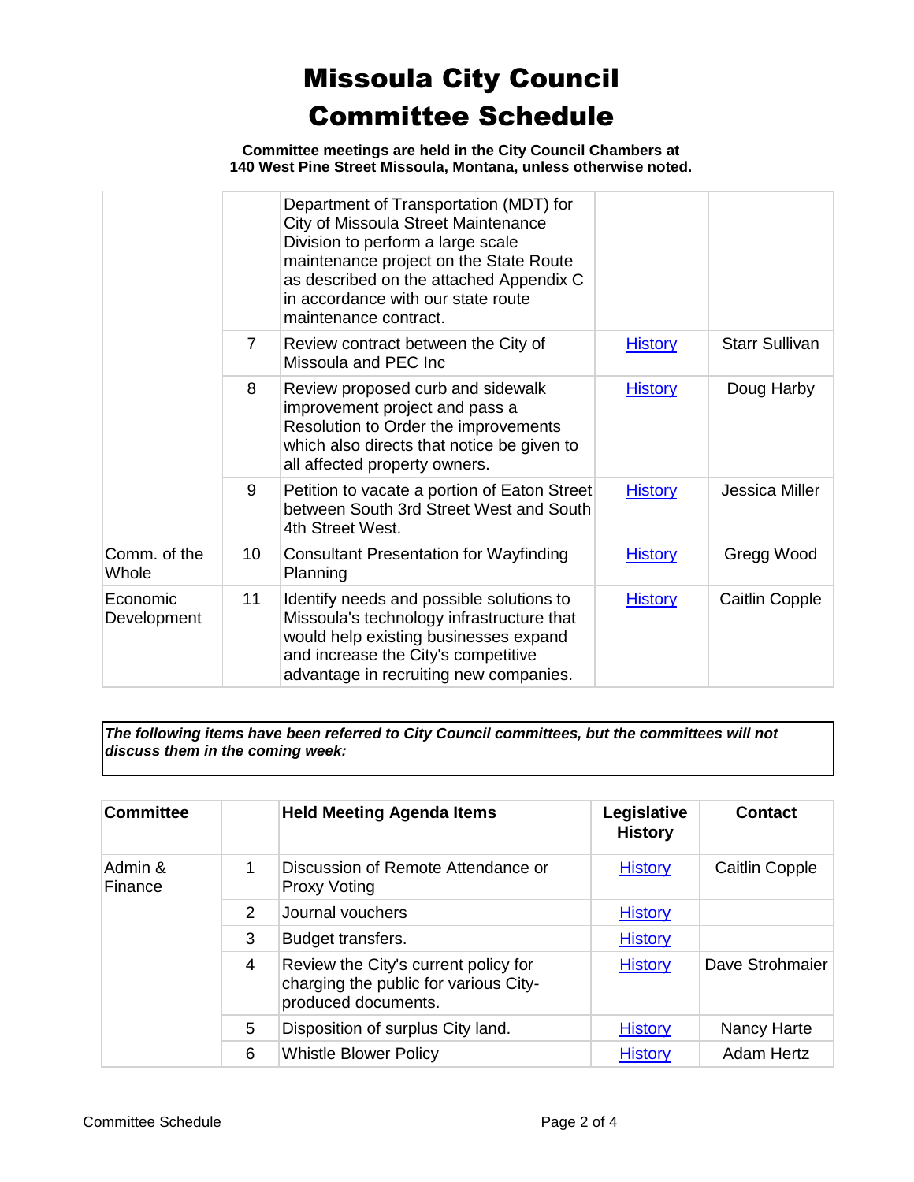# Missoula City Council Committee Schedule

**Committee meetings are held in the City Council Chambers at 140 West Pine Street Missoula, Montana, unless otherwise noted.**

| | | | | |
|---|---|---|---|---|
| | | Department of Transportation (MDT) for City of Missoula Street Maintenance Division to perform a large scale maintenance project on the State Route as described on the attached Appendix C in accordance with our state route maintenance contract. | | |
| | 7 | Review contract between the City of Missoula and PEC Inc | History | Starr Sullivan |
| | 8 | Review proposed curb and sidewalk improvement project and pass a Resolution to Order the improvements which also directs that notice be given to all affected property owners. | History | Doug Harby |
| | 9 | Petition to vacate a portion of Eaton Street between South 3rd Street West and South 4th Street West. | History | Jessica Miller |
| Comm. of the Whole | 10 | Consultant Presentation for Wayfinding Planning | History | Gregg Wood |
| Economic Development | 11 | Identify needs and possible solutions to Missoula's technology infrastructure that would help existing businesses expand and increase the City's competitive advantage in recruiting new companies. | History | Caitlin Copple |

***The following items have been referred to City Council committees, but the committees will not discuss them in the coming week:***

| Committee | | Held Meeting Agenda Items | Legislative History | Contact |
|---|---|---|---|---|
| Admin & Finance | 1 | Discussion of Remote Attendance or Proxy Voting | History | Caitlin Copple |
| | 2 | Journal vouchers | History | |
| | 3 | Budget transfers. | History | |
| | 4 | Review the City's current policy for charging the public for various City-produced documents. | History | Dave Strohmaier |
| | 5 | Disposition of surplus City land. | History | Nancy Harte |
| | 6 | Whistle Blower Policy | History | Adam Hertz |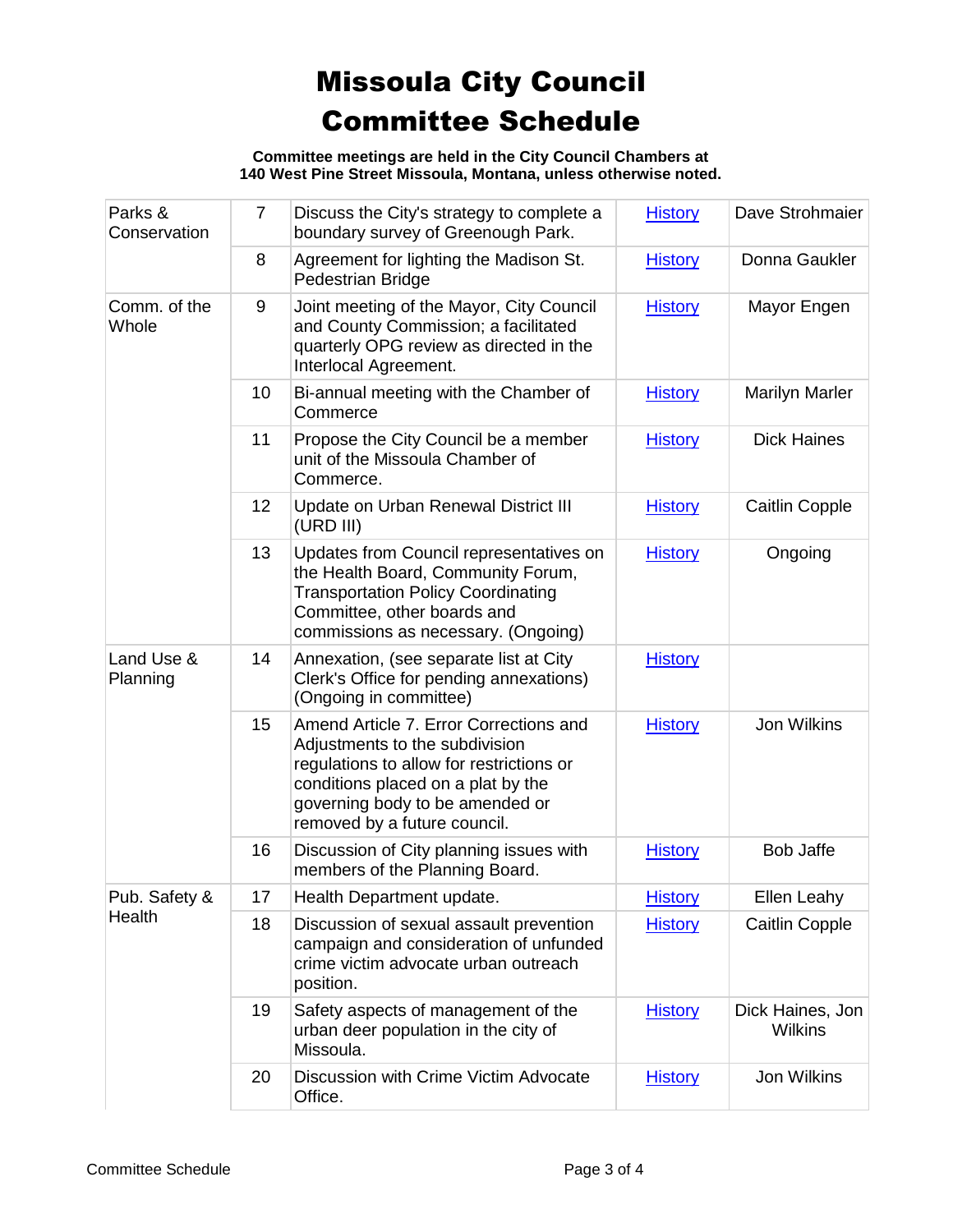# Missoula City Council Committee Schedule

**Committee meetings are held in the City Council Chambers at 140 West Pine Street Missoula, Montana, unless otherwise noted.**

| | | | | |
|---|---|---|---|---|
| Parks & Conservation | 7 | Discuss the City's strategy to complete a boundary survey of Greenough Park. | History | Dave Strohmaier |
| | 8 | Agreement for lighting the Madison St. Pedestrian Bridge | History | Donna Gaukler |
| Comm. of the Whole | 9 | Joint meeting of the Mayor, City Council and County Commission; a facilitated quarterly OPG review as directed in the Interlocal Agreement. | History | Mayor Engen |
| | 10 | Bi-annual meeting with the Chamber of Commerce | History | Marilyn Marler |
| | 11 | Propose the City Council be a member unit of the Missoula Chamber of Commerce. | History | Dick Haines |
| | 12 | Update on Urban Renewal District III (URD III) | History | Caitlin Copple |
| | 13 | Updates from Council representatives on the Health Board, Community Forum, Transportation Policy Coordinating Committee, other boards and commissions as necessary. (Ongoing) | History | Ongoing |
| Land Use & Planning | 14 | Annexation, (see separate list at City Clerk's Office for pending annexations) (Ongoing in committee) | History | |
| | 15 | Amend Article 7. Error Corrections and Adjustments to the subdivision regulations to allow for restrictions or conditions placed on a plat by the governing body to be amended or removed by a future council. | History | Jon Wilkins |
| | 16 | Discussion of City planning issues with members of the Planning Board. | History | Bob Jaffe |
| Pub. Safety & Health | 17 | Health Department update. | History | Ellen Leahy |
| | 18 | Discussion of sexual assault prevention campaign and consideration of unfunded crime victim advocate urban outreach position. | History | Caitlin Copple |
| | 19 | Safety aspects of management of the urban deer population in the city of Missoula. | History | Dick Haines, Jon Wilkins |
| | 20 | Discussion with Crime Victim Advocate Office. | History | Jon Wilkins |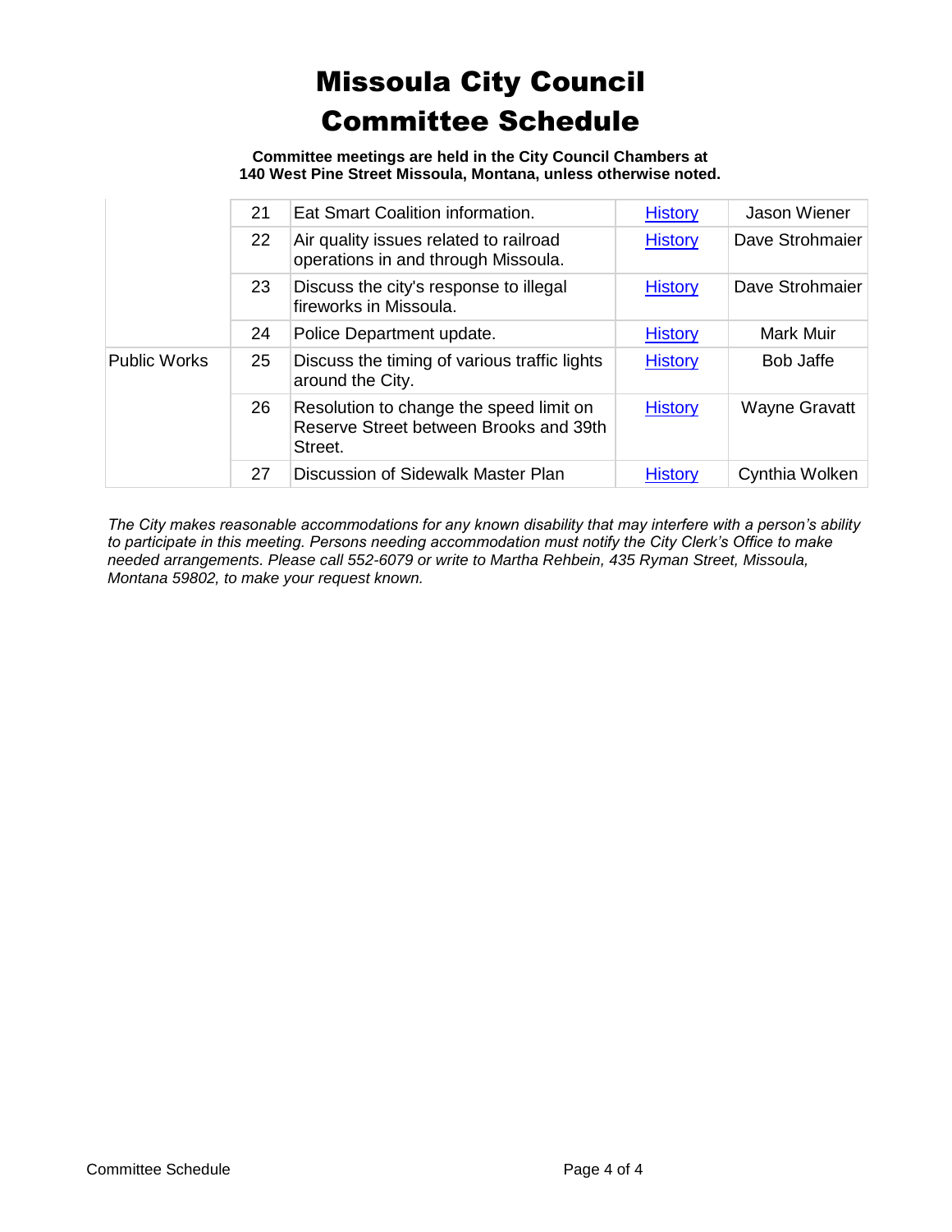# Missoula City Council Committee Schedule

**Committee meetings are held in the City Council Chambers at 140 West Pine Street Missoula, Montana, unless otherwise noted.**

| | | | | |
|---|---|---|---|---|
| | 21 | Eat Smart Coalition information. | History | Jason Wiener |
| | 22 | Air quality issues related to railroad operations in and through Missoula. | History | Dave Strohmaier |
| | 23 | Discuss the city's response to illegal fireworks in Missoula. | History | Dave Strohmaier |
| | 24 | Police Department update. | History | Mark Muir |
| Public Works | 25 | Discuss the timing of various traffic lights around the City. | History | Bob Jaffe |
| | 26 | Resolution to change the speed limit on Reserve Street between Brooks and 39th Street. | History | Wayne Gravatt |
| | 27 | Discussion of Sidewalk Master Plan | History | Cynthia Wolken |

*The City makes reasonable accommodations for any known disability that may interfere with a person's ability to participate in this meeting. Persons needing accommodation must notify the City Clerk's Office to make needed arrangements. Please call 552-6079 or write to Martha Rehbein, 435 Ryman Street, Missoula, Montana 59802, to make your request known.*